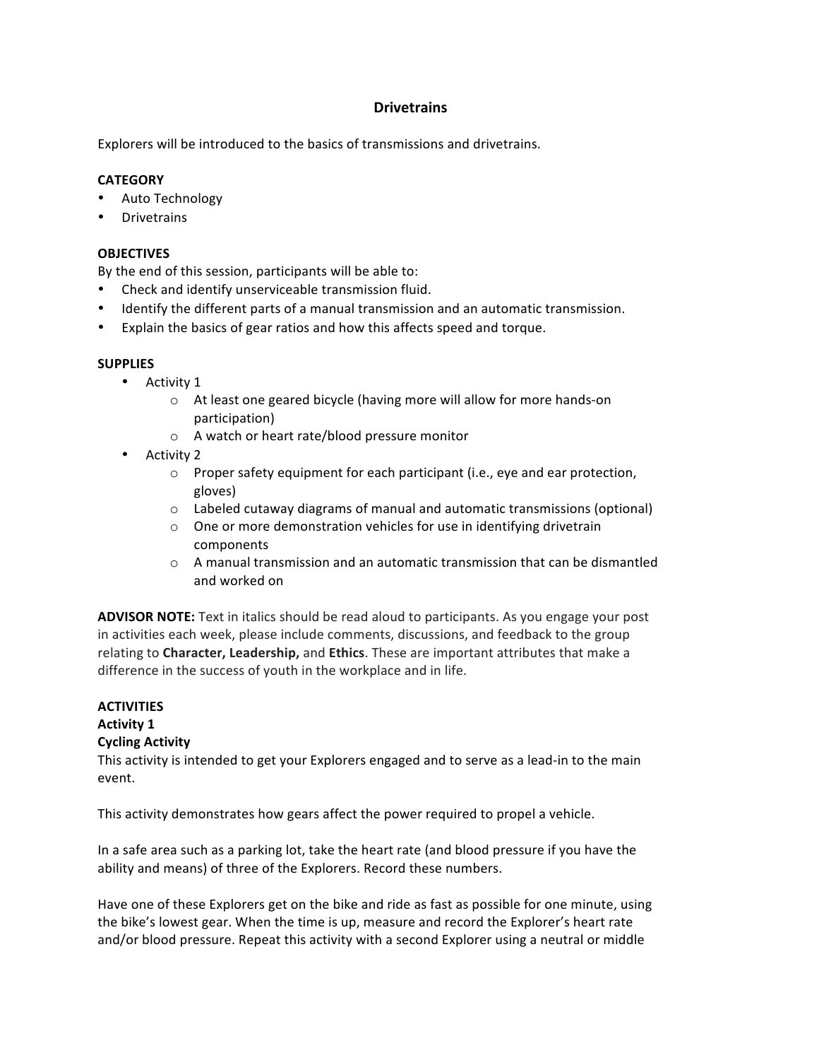# Drivetrains

Explorers will be introduced to the basics of transmissions and drivetrains.

**CATEGORY**

- Auto Technology
- Drivetrains

**OBJECTIVES**

By the end of this session, participants will be able to:

- Check and identify unserviceable transmission fluid.
- Identify the different parts of a manual transmission and an automatic transmission.
- Explain the basics of gear ratios and how this affects speed and torque.

**SUPPLIES**

- Activity 1
  - At least one geared bicycle (having more will allow for more hands-on participation)
  - A watch or heart rate/blood pressure monitor
- Activity 2
  - Proper safety equipment for each participant (i.e., eye and ear protection, gloves)
  - Labeled cutaway diagrams of manual and automatic transmissions (optional)
  - One or more demonstration vehicles for use in identifying drivetrain components
  - A manual transmission and an automatic transmission that can be dismantled and worked on

**ADVISOR NOTE:** Text in italics should be read aloud to participants. As you engage your post in activities each week, please include comments, discussions, and feedback to the group relating to **Character, Leadership,** and **Ethics**. These are important attributes that make a difference in the success of youth in the workplace and in life.

**ACTIVITIES**

**Activity 1**

**Cycling Activity**

This activity is intended to get your Explorers engaged and to serve as a lead-in to the main event.

This activity demonstrates how gears affect the power required to propel a vehicle.

In a safe area such as a parking lot, take the heart rate (and blood pressure if you have the ability and means) of three of the Explorers. Record these numbers.

Have one of these Explorers get on the bike and ride as fast as possible for one minute, using the bike's lowest gear. When the time is up, measure and record the Explorer's heart rate and/or blood pressure. Repeat this activity with a second Explorer using a neutral or middle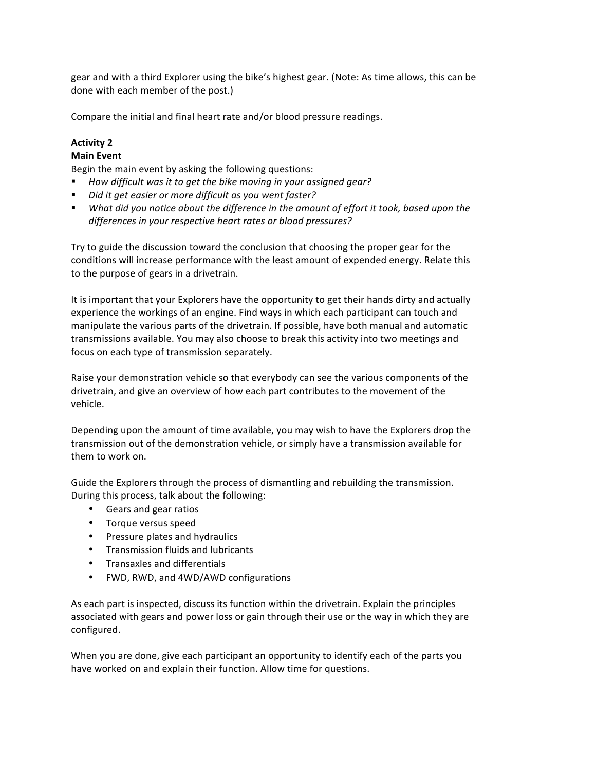gear and with a third Explorer using the bike's highest gear. (Note: As time allows, this can be done with each member of the post.)

Compare the initial and final heart rate and/or blood pressure readings.

**Activity 2**
**Main Event**
Begin the main event by asking the following questions:

- *How difficult was it to get the bike moving in your assigned gear?*
- *Did it get easier or more difficult as you went faster?*
- *What did you notice about the difference in the amount of effort it took, based upon the differences in your respective heart rates or blood pressures?*

Try to guide the discussion toward the conclusion that choosing the proper gear for the conditions will increase performance with the least amount of expended energy. Relate this to the purpose of gears in a drivetrain.

It is important that your Explorers have the opportunity to get their hands dirty and actually experience the workings of an engine. Find ways in which each participant can touch and manipulate the various parts of the drivetrain. If possible, have both manual and automatic transmissions available. You may also choose to break this activity into two meetings and focus on each type of transmission separately.

Raise your demonstration vehicle so that everybody can see the various components of the drivetrain, and give an overview of how each part contributes to the movement of the vehicle.

Depending upon the amount of time available, you may wish to have the Explorers drop the transmission out of the demonstration vehicle, or simply have a transmission available for them to work on.

Guide the Explorers through the process of dismantling and rebuilding the transmission. During this process, talk about the following:

- Gears and gear ratios
- Torque versus speed
- Pressure plates and hydraulics
- Transmission fluids and lubricants
- Transaxles and differentials
- FWD, RWD, and 4WD/AWD configurations

As each part is inspected, discuss its function within the drivetrain. Explain the principles associated with gears and power loss or gain through their use or the way in which they are configured.

When you are done, give each participant an opportunity to identify each of the parts you have worked on and explain their function. Allow time for questions.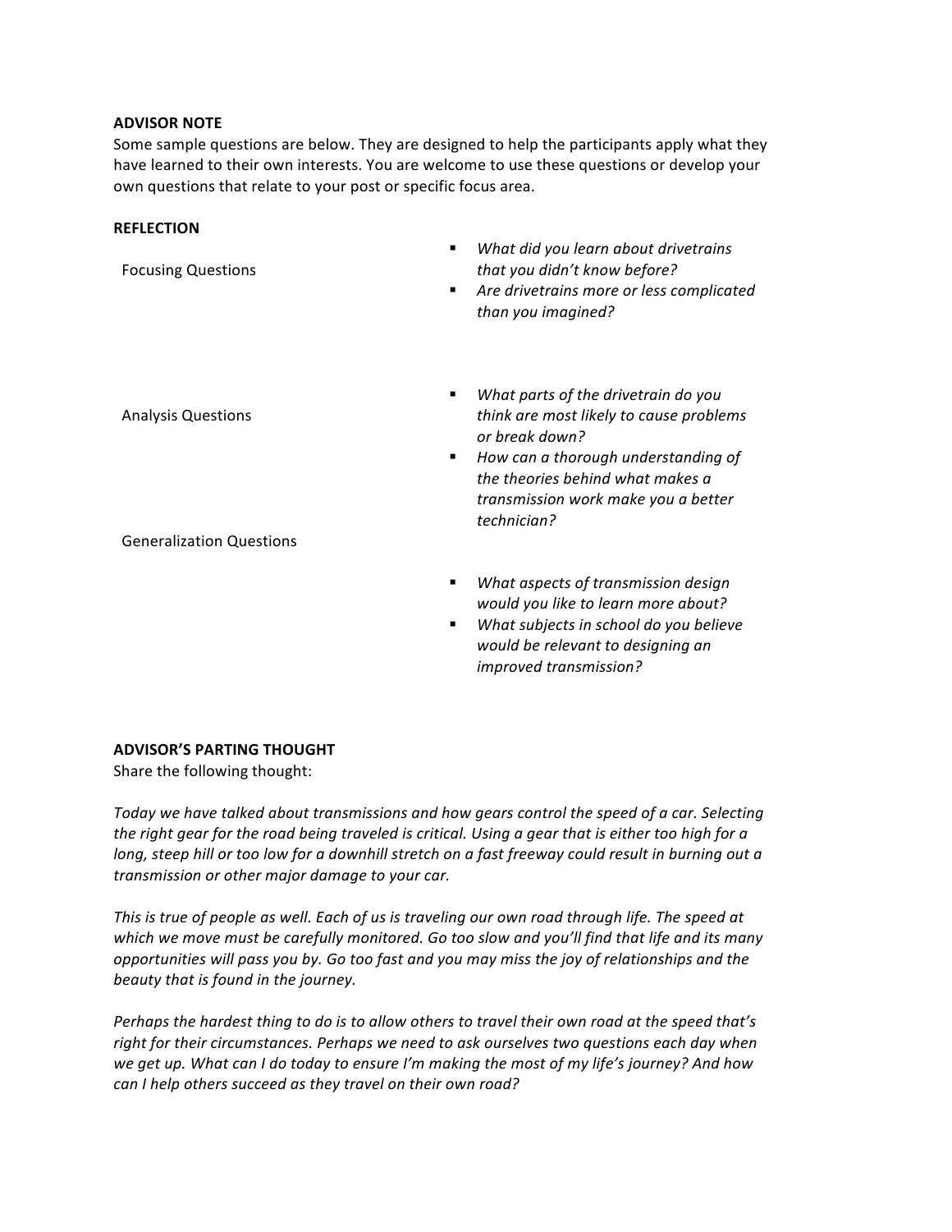**ADVISOR NOTE**

Some sample questions are below. They are designed to help the participants apply what they have learned to their own interests. You are welcome to use these questions or develop your own questions that relate to your post or specific focus area.

**REFLECTION**

Focusing Questions

- *What did you learn about drivetrains that you didn't know before?*
- *Are drivetrains more or less complicated than you imagined?*

Analysis Questions

- *What parts of the drivetrain do you think are most likely to cause problems or break down?*
- *How can a thorough understanding of the theories behind what makes a transmission work make you a better technician?*

Generalization Questions

- *What aspects of transmission design would you like to learn more about?*
- *What subjects in school do you believe would be relevant to designing an improved transmission?*

**ADVISOR'S PARTING THOUGHT**

Share the following thought:

*Today we have talked about transmissions and how gears control the speed of a car. Selecting the right gear for the road being traveled is critical. Using a gear that is either too high for a long, steep hill or too low for a downhill stretch on a fast freeway could result in burning out a transmission or other major damage to your car.*

*This is true of people as well. Each of us is traveling our own road through life. The speed at which we move must be carefully monitored. Go too slow and you'll find that life and its many opportunities will pass you by. Go too fast and you may miss the joy of relationships and the beauty that is found in the journey.*

*Perhaps the hardest thing to do is to allow others to travel their own road at the speed that's right for their circumstances. Perhaps we need to ask ourselves two questions each day when we get up. What can I do today to ensure I'm making the most of my life's journey? And how can I help others succeed as they travel on their own road?*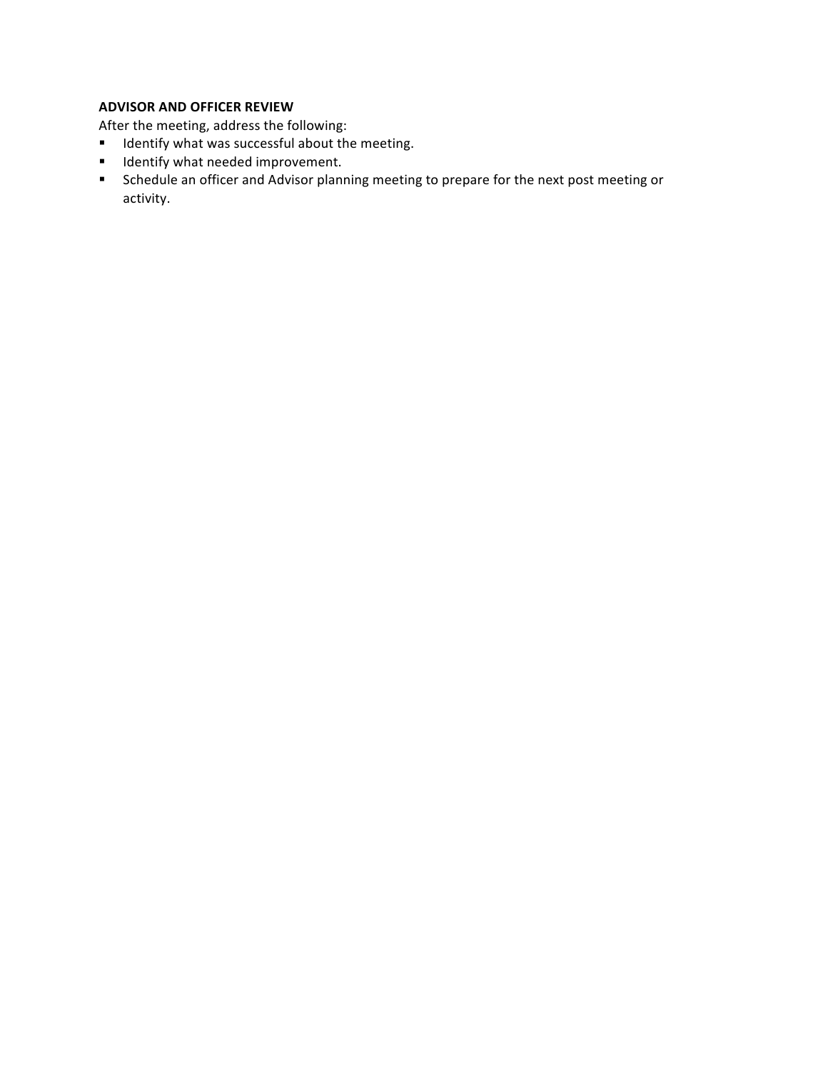**ADVISOR AND OFFICER REVIEW**

After the meeting, address the following:

- Identify what was successful about the meeting.
- Identify what needed improvement.
- Schedule an officer and Advisor planning meeting to prepare for the next post meeting or activity.